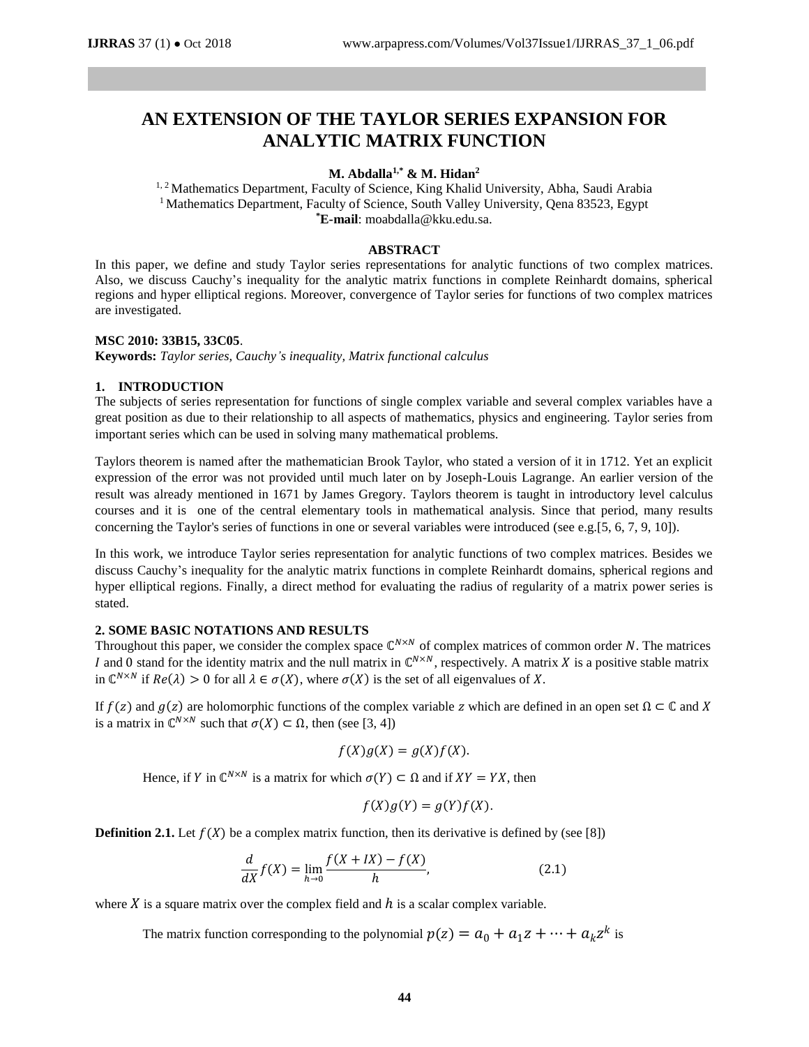# AN EXTENSION OF THE TAYLOR SERIES EXPANSION FOR ANALYTIC MATRIX FUNCTION

**M. Abdalla[1,*] & M. Hidan[2]**

[1, 2] Mathematics Department, Faculty of Science, King Khalid University, Abha, Saudi Arabia
[1] Mathematics Department, Faculty of Science, South Valley University, Qena 83523, Egypt
[*]**E-mail**: moabdalla@kku.edu.sa.

## ABSTRACT

In this paper, we define and study Taylor series representations for analytic functions of two complex matrices. Also, we discuss Cauchy's inequality for the analytic matrix functions in complete Reinhardt domains, spherical regions and hyper elliptical regions. Moreover, convergence of Taylor series for functions of two complex matrices are investigated.

**MSC 2010: 33B15, 33C05**.
**Keywords:** *Taylor series, Cauchy's inequality, Matrix functional calculus*

## 1. INTRODUCTION

The subjects of series representation for functions of single complex variable and several complex variables have a great position as due to their relationship to all aspects of mathematics, physics and engineering. Taylor series from important series which can be used in solving many mathematical problems.

Taylors theorem is named after the mathematician Brook Taylor, who stated a version of it in 1712. Yet an explicit expression of the error was not provided until much later on by Joseph-Louis Lagrange. An earlier version of the result was already mentioned in 1671 by James Gregory. Taylors theorem is taught in introductory level calculus courses and it is one of the central elementary tools in mathematical analysis. Since that period, many results concerning the Taylor's series of functions in one or several variables were introduced (see e.g.[5, 6, 7, 9, 10]).

In this work, we introduce Taylor series representation for analytic functions of two complex matrices. Besides we discuss Cauchy's inequality for the analytic matrix functions in complete Reinhardt domains, spherical regions and hyper elliptical regions. Finally, a direct method for evaluating the radius of regularity of a matrix power series is stated.

## 2. SOME BASIC NOTATIONS AND RESULTS

Throughout this paper, we consider the complex space $\mathbb{C}^{N\times N}$ of complex matrices of common order $N$. The matrices $I$ and $0$ stand for the identity matrix and the null matrix in $\mathbb{C}^{N\times N}$, respectively. A matrix $X$ is a positive stable matrix in $\mathbb{C}^{N\times N}$ if $Re(\lambda) > 0$ for all $\lambda \in \sigma(X)$, where $\sigma(X)$ is the set of all eigenvalues of $X$.

If $f(z)$ and $g(z)$ are holomorphic functions of the complex variable $z$ which are defined in an open set $\Omega \subset \mathbb{C}$ and $X$ is a matrix in $\mathbb{C}^{N\times N}$ such that $\sigma(X) \subset \Omega$, then (see [3, 4])

$$f(X)g(X) = g(X)f(X).$$

Hence, if $Y$ in $\mathbb{C}^{N\times N}$ is a matrix for which $\sigma(Y) \subset \Omega$ and if $XY = YX$, then

$$f(X)g(Y) = g(Y)f(X).$$

**Definition 2.1.** Let $f(X)$ be a complex matrix function, then its derivative is defined by (see [8])

$$\frac{d}{dX}f(X) = \lim_{h\to 0}\frac{f(X + IX) - f(X)}{h}, \qquad (2.1)$$

where $X$ is a square matrix over the complex field and $h$ is a scalar complex variable.

The matrix function corresponding to the polynomial $p(z) = a_0 + a_1 z + \cdots + a_k z^k$ is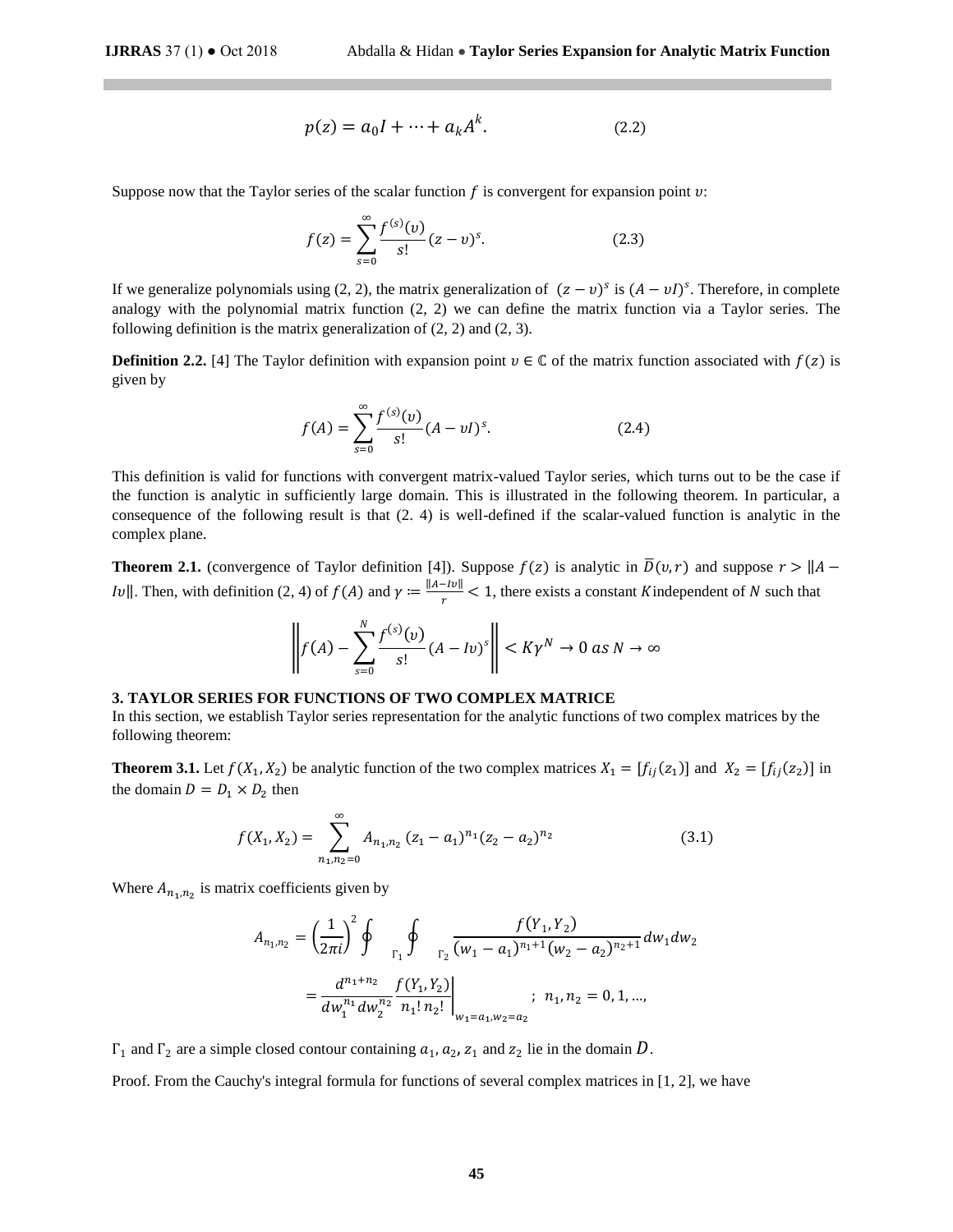$$p(z) = a_0 I + \cdots + a_k A^k. \qquad (2.2)$$

Suppose now that the Taylor series of the scalar function $f$ is convergent for expansion point $v$:

$$f(z) = \sum_{s=0}^{\infty} \frac{f^{(s)}(v)}{s!}(z - v)^s. \qquad (2.3)$$

If we generalize polynomials using (2, 2), the matrix generalization of $(z - v)^s$ is $(A - vI)^s$. Therefore, in complete analogy with the polynomial matrix function (2, 2) we can define the matrix function via a Taylor series. The following definition is the matrix generalization of (2, 2) and (2, 3).

**Definition 2.2.** [4] The Taylor definition with expansion point $v \in \mathbb{C}$ of the matrix function associated with $f(z)$ is given by

$$f(A) = \sum_{s=0}^{\infty} \frac{f^{(s)}(v)}{s!}(A - vI)^s. \qquad (2.4)$$

This definition is valid for functions with convergent matrix-valued Taylor series, which turns out to be the case if the function is analytic in sufficiently large domain. This is illustrated in the following theorem. In particular, a consequence of the following result is that (2. 4) is well-defined if the scalar-valued function is analytic in the complex plane.

**Theorem 2.1.** (convergence of Taylor definition [4]). Suppose $f(z)$ is analytic in $\overline{D}(v, r)$ and suppose $r > \|A - Iv\|$. Then, with definition (2, 4) of $f(A)$ and $\gamma := \frac{\|A - Iv\|}{r} < 1$, there exists a constant $K$ independent of $N$ such that

$$\left\| f(A) - \sum_{s=0}^{N} \frac{f^{(s)}(v)}{s!}(A - Iv)^s \right\| < K\gamma^N \to 0 \ as\ N \to \infty$$

**3. TAYLOR SERIES FOR FUNCTIONS OF TWO COMPLEX MATRICE**

In this section, we establish Taylor series representation for the analytic functions of two complex matrices by the following theorem:

**Theorem 3.1.** Let $f(X_1, X_2)$ be analytic function of the two complex matrices $X_1 = [f_{ij}(z_1)]$ and $X_2 = [f_{ij}(z_2)]$ in the domain $D = D_1 \times D_2$ then

$$f(X_1, X_2) = \sum_{n_1, n_2 = 0}^{\infty} A_{n_1, n_2} (z_1 - a_1)^{n_1}(z_2 - a_2)^{n_2} \qquad (3.1)$$

Where $A_{n_1, n_2}$ is matrix coefficients given by

$$A_{n_1, n_2} = \left(\frac{1}{2\pi i}\right)^2 \oint_{\Gamma_1} \oint_{\Gamma_2} \frac{f(Y_1, Y_2)}{(w_1 - a_1)^{n_1+1}(w_2 - a_2)^{n_2+1}} dw_1 dw_2$$

$$= \frac{d^{n_1+n_2}}{dw_1^{n_1} dw_2^{n_2}} \frac{f(Y_1, Y_2)}{n_1!\, n_2!}\bigg|_{w_1 = a_1, w_2 = a_2}; \ \ n_1, n_2 = 0, 1, \ldots,$$

$\Gamma_1$ and $\Gamma_2$ are a simple closed contour containing $a_1, a_2, z_1$ and $z_2$ lie in the domain $D$.

Proof. From the Cauchy's integral formula for functions of several complex matrices in [1, 2], we have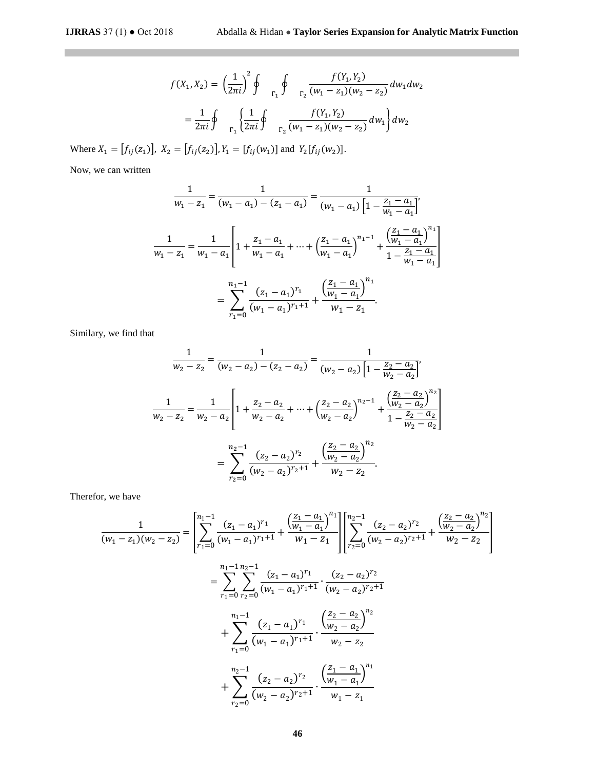$$f(X_1, X_2) = \left(\frac{1}{2\pi i}\right)^2 \oint_{\Gamma_1} \oint_{\Gamma_2} \frac{f(Y_1, Y_2)}{(w_1 - z_1)(w_2 - z_2)} dw_1 dw_2$$

$$= \frac{1}{2\pi i} \oint_{\Gamma_1} \left\{ \frac{1}{2\pi i} \oint_{\Gamma_2} \frac{f(Y_1, Y_2)}{(w_1 - z_1)(w_2 - z_2)} dw_1 \right\} dw_2$$

Where $X_1 = [f_{ij}(z_1)]$, $X_2 = [f_{ij}(z_2)]$, $Y_1 = [f_{ij}(w_1)]$ and $Y_2[f_{ij}(w_2)]$.

Now, we can written

$$\frac{1}{w_1 - z_1} = \frac{1}{(w_1 - a_1) - (z_1 - a_1)} = \frac{1}{(w_1 - a_1)\left[1 - \frac{z_1 - a_1}{w_1 - a_1}\right]},$$

$$\frac{1}{w_1 - z_1} = \frac{1}{w_1 - a_1}\left[1 + \frac{z_1 - a_1}{w_1 - a_1} + \cdots + \left(\frac{z_1 - a_1}{w_1 - a_1}\right)^{n_1 - 1} + \frac{\left(\frac{z_1 - a_1}{w_1 - a_1}\right)^{n_1}}{1 - \frac{z_1 - a_1}{w_1 - a_1}}\right]$$

$$= \sum_{r_1 = 0}^{n_1 - 1} \frac{(z_1 - a_1)^{r_1}}{(w_1 - a_1)^{r_1 + 1}} + \frac{\left(\frac{z_1 - a_1}{w_1 - a_1}\right)^{n_1}}{w_1 - z_1}.$$

Similary, we find that

$$\frac{1}{w_2 - z_2} = \frac{1}{(w_2 - a_2) - (z_2 - a_2)} = \frac{1}{(w_2 - a_2)\left[1 - \frac{z_2 - a_2}{w_2 - a_2}\right]},$$

$$\frac{1}{w_2 - z_2} = \frac{1}{w_2 - a_2}\left[1 + \frac{z_2 - a_2}{w_2 - a_2} + \cdots + \left(\frac{z_2 - a_2}{w_2 - a_2}\right)^{n_2 - 1} + \frac{\left(\frac{z_2 - a_2}{w_2 - a_2}\right)^{n_2}}{1 - \frac{z_2 - a_2}{w_2 - a_2}}\right]$$

$$= \sum_{r_2 = 0}^{n_2 - 1} \frac{(z_2 - a_2)^{r_2}}{(w_2 - a_2)^{r_2 + 1}} + \frac{\left(\frac{z_2 - a_2}{w_2 - a_2}\right)^{n_2}}{w_2 - z_2}.$$

Therefor, we have

$$\frac{1}{(w_1 - z_1)(w_2 - z_2)} = \left[\sum_{r_1 = 0}^{n_1 - 1} \frac{(z_1 - a_1)^{r_1}}{(w_1 - a_1)^{r_1 + 1}} + \frac{\left(\frac{z_1 - a_1}{w_1 - a_1}\right)^{n_1}}{w_1 - z_1}\right]\left[\sum_{r_2 = 0}^{n_2 - 1} \frac{(z_2 - a_2)^{r_2}}{(w_2 - a_2)^{r_2 + 1}} + \frac{\left(\frac{z_2 - a_2}{w_2 - a_2}\right)^{n_2}}{w_2 - z_2}\right]$$

$$= \sum_{r_1 = 0}^{n_1 - 1} \sum_{r_2 = 0}^{n_2 - 1} \frac{(z_1 - a_1)^{r_1}}{(w_1 - a_1)^{r_1 + 1}} \cdot \frac{(z_2 - a_2)^{r_2}}{(w_2 - a_2)^{r_2 + 1}}$$

$$+ \sum_{r_1 = 0}^{n_1 - 1} \frac{(z_1 - a_1)^{r_1}}{(w_1 - a_1)^{r_1 + 1}} \cdot \frac{\left(\frac{z_2 - a_2}{w_2 - a_2}\right)^{n_2}}{w_2 - z_2}$$

$$+ \sum_{r_2 = 0}^{n_2 - 1} \frac{(z_2 - a_2)^{r_2}}{(w_2 - a_2)^{r_2 + 1}} \cdot \frac{\left(\frac{z_1 - a_1}{w_1 - a_1}\right)^{n_1}}{w_1 - z_1}$$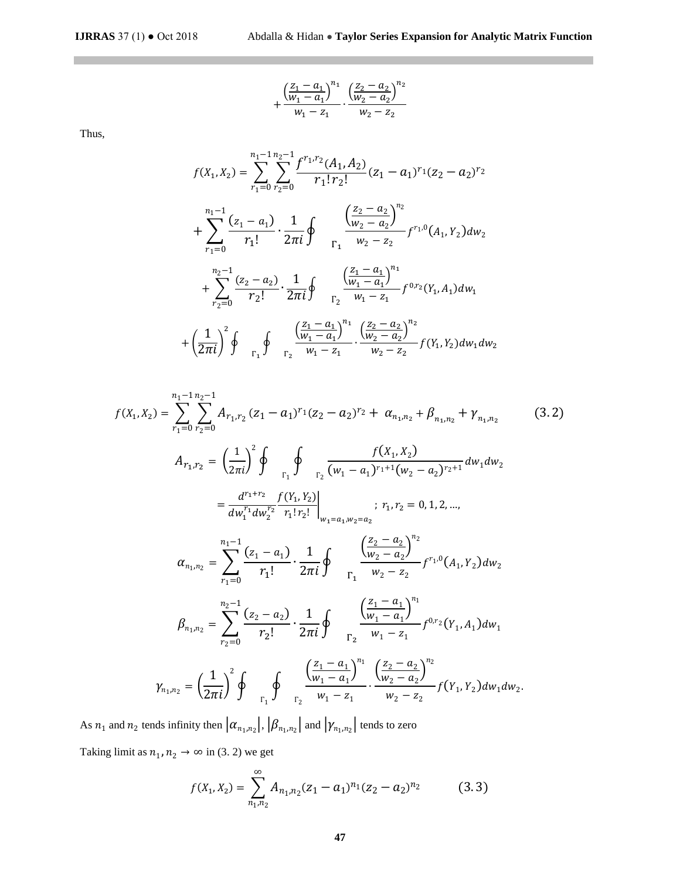$$+\frac{\left(\frac{z_1-a_1}{w_1-a_1}\right)^{n_1}}{w_1-z_1}\cdot\frac{\left(\frac{z_2-a_2}{w_2-a_2}\right)^{n_2}}{w_2-z_2}$$

Thus,

$$f(X_1,X_2)=\sum_{r_1=0}^{n_1-1}\sum_{r_2=0}^{n_2-1}\frac{f^{r_1,r_2}(A_1,A_2)}{r_1!\,r_2!}(z_1-a_1)^{r_1}(z_2-a_2)^{r_2}$$

$$+\sum_{r_1=0}^{n_1-1}\frac{(z_1-a_1)}{r_1!}\cdot\frac{1}{2\pi i}\oint_{\Gamma_1}\frac{\left(\frac{z_2-a_2}{w_2-a_2}\right)^{n_2}}{w_2-z_2}f^{r_1,0}(A_1,Y_2)dw_2$$

$$+\sum_{r_2=0}^{n_2-1}\frac{(z_2-a_2)}{r_2!}\cdot\frac{1}{2\pi i}\oint_{\Gamma_2}\frac{\left(\frac{z_1-a_1}{w_1-a_1}\right)^{n_1}}{w_1-z_1}f^{0,r_2}(Y_1,A_1)dw_1$$

$$+\left(\frac{1}{2\pi i}\right)^2\oint_{\Gamma_1}\oint_{\Gamma_2}\frac{\left(\frac{z_1-a_1}{w_1-a_1}\right)^{n_1}}{w_1-z_1}\cdot\frac{\left(\frac{z_2-a_2}{w_2-a_2}\right)^{n_2}}{w_2-z_2}f(Y_1,Y_2)dw_1dw_2$$

$$f(X_1,X_2)=\sum_{r_1=0}^{n_1-1}\sum_{r_2=0}^{n_2-1}A_{r_1,r_2}(z_1-a_1)^{r_1}(z_2-a_2)^{r_2}+\alpha_{n_1,n_2}+\beta_{n_1,n_2}+\gamma_{n_1,n_2}\tag{3.2}$$

$$A_{r_1,r_2}=\left(\frac{1}{2\pi i}\right)^2\oint_{\Gamma_1}\oint_{\Gamma_2}\frac{f(X_1,X_2)}{(w_1-a_1)^{r_1+1}(w_2-a_2)^{r_2+1}}dw_1dw_2$$

$$=\frac{d^{r_1+r_2}}{dw_1^{r_1}dw_2^{r_2}}\frac{f(Y_1,Y_2)}{r_1!\,r_2!}\bigg|_{w_1=a_1,w_2=a_2};\ r_1,r_2=0,1,2,\ldots,$$

$$\alpha_{n_1,n_2}=\sum_{r_1=0}^{n_1-1}\frac{(z_1-a_1)}{r_1!}\cdot\frac{1}{2\pi i}\oint_{\Gamma_1}\frac{\left(\frac{z_2-a_2}{w_2-a_2}\right)^{n_2}}{w_2-z_2}f^{r_1,0}(A_1,Y_2)dw_2$$

$$\beta_{n_1,n_2}=\sum_{r_2=0}^{n_2-1}\frac{(z_2-a_2)}{r_2!}\cdot\frac{1}{2\pi i}\oint_{\Gamma_2}\frac{\left(\frac{z_1-a_1}{w_1-a_1}\right)^{n_1}}{w_1-z_1}f^{0,r_2}(Y_1,A_1)dw_1$$

$$\gamma_{n_1,n_2}=\left(\frac{1}{2\pi i}\right)^2\oint_{\Gamma_1}\oint_{\Gamma_2}\frac{\left(\frac{z_1-a_1}{w_1-a_1}\right)^{n_1}}{w_1-z_1}\cdot\frac{\left(\frac{z_2-a_2}{w_2-a_2}\right)^{n_2}}{w_2-z_2}f(Y_1,Y_2)dw_1dw_2.$$

As $n_1$ and $n_2$ tends infinity then $|\alpha_{n_1,n_2}|$, $|\beta_{n_1,n_2}|$ and $|\gamma_{n_1,n_2}|$ tends to zero

Taking limit as $n_1,n_2\to\infty$ in (3. 2) we get

$$f(X_1,X_2)=\sum_{n_1,n_2}^{\infty}A_{n_1,n_2}(z_1-a_1)^{n_1}(z_2-a_2)^{n_2}\tag{3.3}$$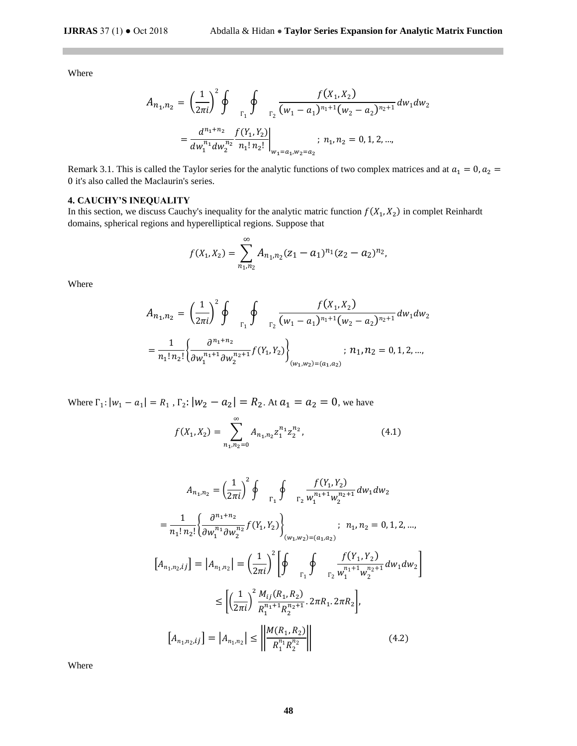Where

$$A_{n_1,n_2} = \left(\frac{1}{2\pi i}\right)^2 \oint_{\Gamma_1} \oint_{\Gamma_2} \frac{f(X_1, X_2)}{(w_1 - a_1)^{n_1+1}(w_2 - a_2)^{n_2+1}} dw_1 dw_2$$

$$= \frac{d^{n_1+n_2}}{dw_1^{n_1} dw_2^{n_2}} \frac{f(Y_1, Y_2)}{n_1!\, n_2!}\bigg|_{w_1=a_1, w_2=a_2} ;\ n_1, n_2 = 0, 1, 2, \ldots,$$

Remark 3.1. This is called the Taylor series for the analytic functions of two complex matrices and at $a_1 = 0, a_2 = 0$ it's also called the Maclaurin's series.

## 4. CAUCHY'S INEQUALITY

In this section, we discuss Cauchy's inequality for the analytic matric function $f(X_1, X_2)$ in complet Reinhardt domains, spherical regions and hyperelliptical regions. Suppose that

$$f(X_1, X_2) = \sum_{n_1,n_2}^{\infty} A_{n_1,n_2}(z_1 - a_1)^{n_1}(z_2 - a_2)^{n_2},$$

Where

$$A_{n_1,n_2} = \left(\frac{1}{2\pi i}\right)^2 \oint_{\Gamma_1} \oint_{\Gamma_2} \frac{f(X_1, X_2)}{(w_1 - a_1)^{n_1+1}(w_2 - a_2)^{n_2+1}} dw_1 dw_2$$

$$= \frac{1}{n_1!\, n_2!}\left\{\frac{\partial^{n_1+n_2}}{\partial w_1^{n_1+1} \partial w_2^{n_2+1}} f(Y_1, Y_2)\right\}_{(w_1,w_2)=(a_1,a_2)} ;\ n_1, n_2 = 0, 1, 2, \ldots,$$

Where $\Gamma_1 : |w_1 - a_1| = R_1$ , $\Gamma_2 : |w_2 - a_2| = R_2$. At $a_1 = a_2 = 0$, we have

$$f(X_1, X_2) = \sum_{n_1,n_2=0}^{\infty} A_{n_1,n_2} z_1^{n_1} z_2^{n_2}, \tag{4.1}$$

$$A_{n_1,n_2} = \left(\frac{1}{2\pi i}\right)^2 \oint_{\Gamma_1} \oint_{\Gamma_2} \frac{f(Y_1, Y_2)}{w_1^{n_1+1} w_2^{n_2+1}} dw_1 dw_2$$

$$= \frac{1}{n_1!\, n_2!}\left\{\frac{\partial^{n_1+n_2}}{\partial w_1^{n_1} \partial w_2^{n_2}} f(Y_1, Y_2)\right\}_{(w_1,w_2)=(a_1,a_2)} ;\ n_1, n_2 = 0, 1, 2, \ldots,$$

$$\left[A_{n_1,n_2,ij}\right] = \left|A_{n_1,n_2}\right| = \left(\frac{1}{2\pi i}\right)^2 \left[\oint_{\Gamma_1} \oint_{\Gamma_2} \frac{f(Y_1, Y_2)}{w_1^{n_1+1} w_2^{n_2+1}} dw_1 dw_2\right]$$

$$\leq \left[\left(\frac{1}{2\pi i}\right)^2 \frac{M_{ij}(R_1, R_2)}{R_1^{n_1+1} R_2^{n_2+1}} . 2\pi R_1 . 2\pi R_2\right],$$

$$\left[A_{n_1,n_2,ij}\right] = \left|A_{n_1,n_2}\right| \leq \left\|\frac{M(R_1, R_2)}{R_1^{n_1} R_2^{n_2}}\right\| \tag{4.2}$$

Where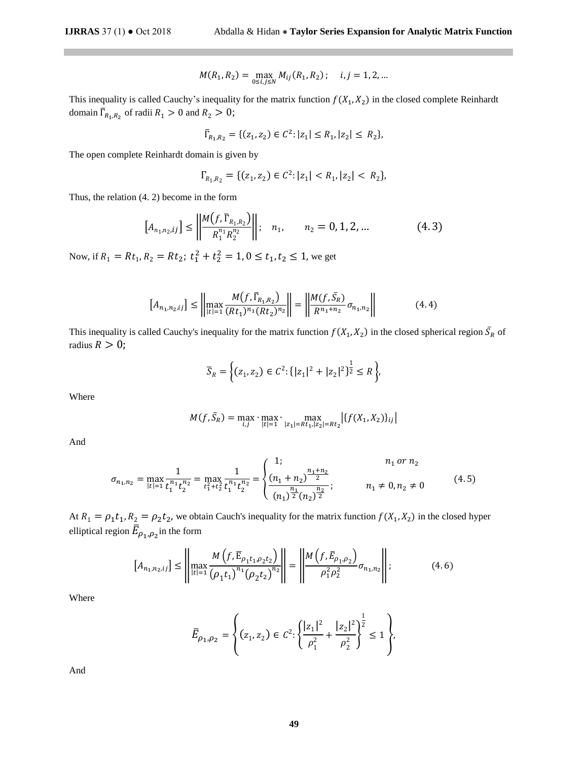$$M(R_1, R_2) = \max_{0 \le i,j \le N} M_{ij}(R_1, R_2); \quad i, j = 1, 2, \ldots$$

This inequality is called Cauchy's inequality for the matrix function $f(X_1, X_2)$ in the closed complete Reinhardt domain $\bar{\Gamma}_{R_1,R_2}$ of radii $R_1 > 0$ and $R_2 > 0$;

$$\bar{\Gamma}_{R_1,R_2} = \{(z_1, z_2) \in C^2 : |z_1| \le R_1, |z_2| \le R_2\},$$

The open complete Reinhardt domain is given by

$$\Gamma_{R_1,R_2} = \{(z_1, z_2) \in C^2 : |z_1| < R_1, |z_2| < R_2\},$$

Thus, the relation (4. 2) become in the form

$$\left[A_{n_1,n_2,ij}\right] \le \left\| \frac{M\left(f, \bar{\Gamma}_{R_1,R_2}\right)}{R_1^{n_1} R_2^{n_2}} \right\|; \quad n_1, \qquad n_2 = 0, 1, 2, \ldots \tag{4.3}$$

Now, if $R_1 = Rt_1, R_2 = Rt_2;\ t_1^2 + t_2^2 = 1, 0 \le t_1, t_2 \le 1$, we get

$$\left[A_{n_1,n_2,ij}\right] \le \left\| \max_{|t|=1} \frac{M\left(f, \bar{\Gamma}_{R_1,R_2}\right)}{(Rt_1)^{n_1} (Rt_2)^{n_2}} \right\| = \left\| \frac{M(f, \bar{S}_R)}{R^{n_1+n_2}} \sigma_{n_1,n_2} \right\| \tag{4.4}$$

This inequality is called Cauchy's inequality for the matrix function $f(X_1, X_2)$ in the closed spherical region $\bar{S}_R$ of radius $R > 0$;

$$\bar{S}_R = \left\{ (z_1, z_2) \in C^2 : \{|z_1|^2 + |z_2|^2\}^{\frac{1}{2}} \le R \right\},$$

Where

$$M(f, \bar{S}_R) = \max_{i,j} \cdot \max_{|t|=1} \cdot \max_{|z_1|=Rt_1, |z_2|=Rt_2} \left|\{f(X_1, X_2)\}_{ij}\right|$$

And

$$\sigma_{n_1,n_2} = \max_{|t|=1} \frac{1}{t_1^{n_1} t_2^{n_2}} = \max_{t_1^2+t_2^2} \frac{1}{t_1^{n_1} t_2^{n_2}} = \begin{cases} 1; & n_1 \ or \ n_2 \\ \dfrac{(n_1 + n_2)^{\frac{n_1+n_2}{2}}}{(n_1)^{\frac{n_1}{2}} (n_2)^{\frac{n_2}{2}}}; & n_1 \ne 0, n_2 \ne 0 \end{cases} \tag{4.5}$$

At $R_1 = \rho_1 t_1, R_2 = \rho_2 t_2$, we obtain Cauch's inequality for the matrix function $f(X_1, X_2)$ in the closed hyper elliptical region $\bar{E}_{\rho_1,\rho_2}$ in the form

$$\left[A_{n_1,n_2,ij}\right] \le \left\| \max_{|t|=1} \frac{M\left(f, \bar{E}_{\rho_1 t_1, \rho_2 t_2}\right)}{\left(\rho_1 t_1\right)^{n_1} \left(\rho_2 t_2\right)^{n_2}} \right\| = \left\| \frac{M\left(f, \bar{E}_{\rho_1,\rho_2}\right)}{\rho_1^2 \rho_2^2} \sigma_{n_1,n_2} \right\|; \tag{4.6}$$

Where

$$\bar{E}_{\rho_1,\rho_2} = \left\{ (z_1, z_2) \in C^2 : \left\{ \frac{|z_1|^2}{\rho_1^2} + \frac{|z_2|^2}{\rho_2^2} \right\}^{\frac{1}{2}} \le 1 \right\},$$

And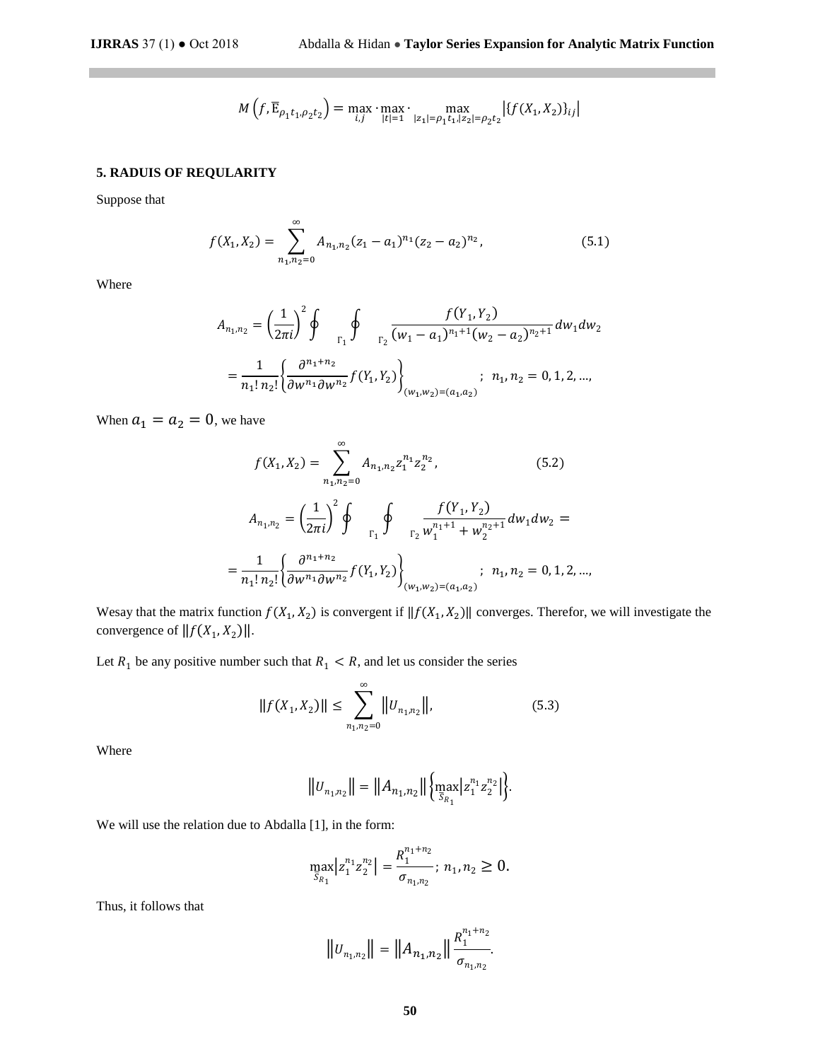$$M\left(f, \overline{\mathrm{E}}_{\rho_1 t_1, \rho_2 t_2}\right) = \max_{i,j} \cdot \max_{|t|=1} \cdot \max_{|z_1|=\rho_1 t_1, |z_2|=\rho_2 t_2} \left|\{f(X_1, X_2)\}_{ij}\right|$$

**5. RADUIS OF REQULARITY**

Suppose that

$$f(X_1, X_2) = \sum_{n_1, n_2=0}^{\infty} A_{n_1, n_2} (z_1 - a_1)^{n_1} (z_2 - a_2)^{n_2}, \tag{5.1}$$

Where

$$A_{n_1, n_2} = \left(\frac{1}{2\pi i}\right)^2 \oint_{\Gamma_1} \oint_{\Gamma_2} \frac{f(Y_1, Y_2)}{(w_1 - a_1)^{n_1+1} (w_2 - a_2)^{n_2+1}} dw_1 dw_2$$

$$= \frac{1}{n_1! \, n_2!} \left\{ \frac{\partial^{n_1+n_2}}{\partial w^{n_1} \partial w^{n_2}} f(Y_1, Y_2) \right\}_{(w_1, w_2) = (a_1, a_2)} ; \;\; n_1, n_2 = 0, 1, 2, \ldots,$$

When $a_1 = a_2 = 0$, we have

$$f(X_1, X_2) = \sum_{n_1, n_2=0}^{\infty} A_{n_1, n_2} z_1^{n_1} z_2^{n_2}, \tag{5.2}$$

$$A_{n_1, n_2} = \left(\frac{1}{2\pi i}\right)^2 \oint_{\Gamma_1} \oint_{\Gamma_2} \frac{f(Y_1, Y_2)}{w_1^{n_1+1} + w_2^{n_2+1}} dw_1 dw_2 =$$

$$= \frac{1}{n_1! \, n_2!} \left\{ \frac{\partial^{n_1+n_2}}{\partial w^{n_1} \partial w^{n_2}} f(Y_1, Y_2) \right\}_{(w_1, w_2) = (a_1, a_2)} ; \;\; n_1, n_2 = 0, 1, 2, \ldots,$$

Wesay that the matrix function $f(X_1, X_2)$ is convergent if $\|f(X_1, X_2)\|$ converges. Therefor, we will investigate the convergence of $\|f(X_1, X_2)\|$.

Let $R_1$ be any positive number such that $R_1 < R$, and let us consider the series

$$\|f(X_1, X_2)\| \leq \sum_{n_1, n_2=0}^{\infty} \left\|U_{n_1, n_2}\right\|, \tag{5.3}$$

Where

$$\left\|U_{n_1, n_2}\right\| = \left\|A_{n_1, n_2}\right\| \left\{ \max_{\bar{S}_{R_1}} \left|z_1^{n_1} z_2^{n_2}\right| \right\}.$$

We will use the relation due to Abdalla [1], in the form:

$$\max_{\bar{S}_{R_1}} \left|z_1^{n_1} z_2^{n_2}\right| = \frac{R_1^{n_1+n_2}}{\sigma_{n_1, n_2}} ; \; n_1, n_2 \geq 0.$$

Thus, it follows that

$$\left\|U_{n_1, n_2}\right\| = \left\|A_{n_1, n_2}\right\| \frac{R_1^{n_1+n_2}}{\sigma_{n_1, n_2}}.$$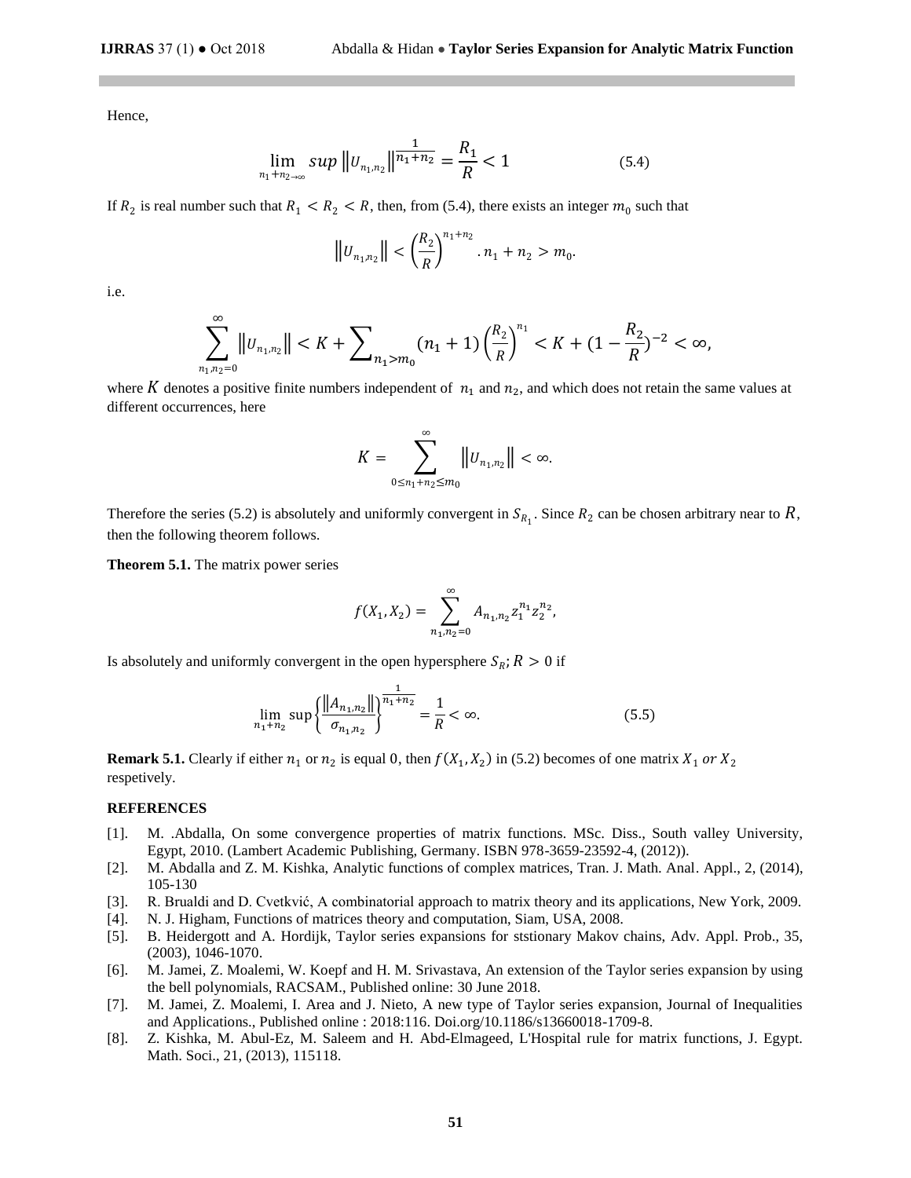Hence,

$$\lim_{n_1+n_2\to\infty} sup \left\|U_{n_1,n_2}\right\|^{\frac{1}{n_1+n_2}} = \frac{R_1}{R} < 1 \qquad (5.4)$$

If $R_2$ is real number such that $R_1 < R_2 < R$, then, from (5.4), there exists an integer $m_0$ such that

$$\left\|U_{n_1,n_2}\right\| < \left(\frac{R_2}{R}\right)^{n_1+n_2} . n_1 + n_2 > m_0.$$

i.e.

$$\sum_{n_1,n_2=0}^{\infty} \left\|U_{n_1,n_2}\right\| < K + \sum_{n_1>m_0} (n_1+1)\left(\frac{R_2}{R}\right)^{n_1} < K + (1-\frac{R_2}{R})^{-2} < \infty,$$

where $K$ denotes a positive finite numbers independent of $n_1$ and $n_2$, and which does not retain the same values at different occurrences, here

$$K = \sum_{0\le n_1+n_2\le m_0}^{\infty} \left\|U_{n_1,n_2}\right\| < \infty.$$

Therefore the series (5.2) is absolutely and uniformly convergent in $S_{R_1}$. Since $R_2$ can be chosen arbitrary near to $R$, then the following theorem follows.

**Theorem 5.1.** The matrix power series

$$f(X_1, X_2) = \sum_{n_1,n_2=0}^{\infty} A_{n_1,n_2} z_1^{n_1} z_2^{n_2},$$

Is absolutely and uniformly convergent in the open hypersphere $S_R; R > 0$ if

$$\lim_{n_1+n_2} \sup \left\{\frac{\left\|A_{n_1,n_2}\right\|}{\sigma_{n_1,n_2}}\right\}^{\frac{1}{n_1+n_2}} = \frac{1}{R} < \infty. \qquad (5.5)$$

**Remark 5.1.** Clearly if either $n_1$ or $n_2$ is equal 0, then $f(X_1, X_2)$ in (5.2) becomes of one matrix $X_1$ *or* $X_2$ respetively.

## REFERENCES

[1]. M. .Abdalla, On some convergence properties of matrix functions. MSc. Diss., South valley University, Egypt, 2010. (Lambert Academic Publishing, Germany. ISBN 978-3659-23592-4, (2012)).

[2]. M. Abdalla and Z. M. Kishka, Analytic functions of complex matrices, Tran. J. Math. Anal. Appl., 2, (2014), 105-130

[3]. R. Brualdi and D. Cvetkvić, A combinatorial approach to matrix theory and its applications, New York, 2009.

[4]. N. J. Higham, Functions of matrices theory and computation, Siam, USA, 2008.

[5]. B. Heidergott and A. Hordijk, Taylor series expansions for ststionary Makov chains, Adv. Appl. Prob., 35, (2003), 1046-1070.

[6]. M. Jamei, Z. Moalemi, W. Koepf and H. M. Srivastava, An extension of the Taylor series expansion by using the bell polynomials, RACSAM., Published online: 30 June 2018.

[7]. M. Jamei, Z. Moalemi, I. Area and J. Nieto, A new type of Taylor series expansion, Journal of Inequalities and Applications., Published online : 2018:116. Doi.org/10.1186/s13660018-1709-8.

[8]. Z. Kishka, M. Abul-Ez, M. Saleem and H. Abd-Elmageed, L'Hospital rule for matrix functions, J. Egypt. Math. Soci., 21, (2013), 115118.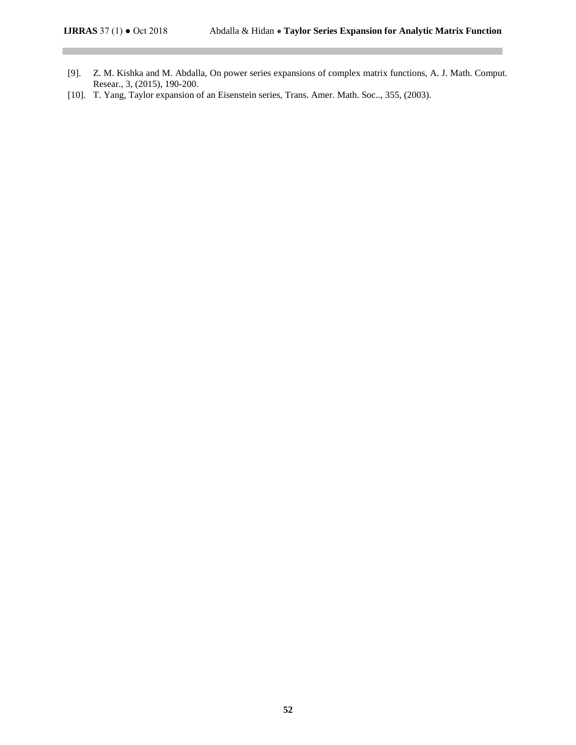[9]. Z. M. Kishka and M. Abdalla, On power series expansions of complex matrix functions, A. J. Math. Comput. Resear., 3, (2015), 190-200.

[10]. T. Yang, Taylor expansion of an Eisenstein series, Trans. Amer. Math. Soc.., 355, (2003).